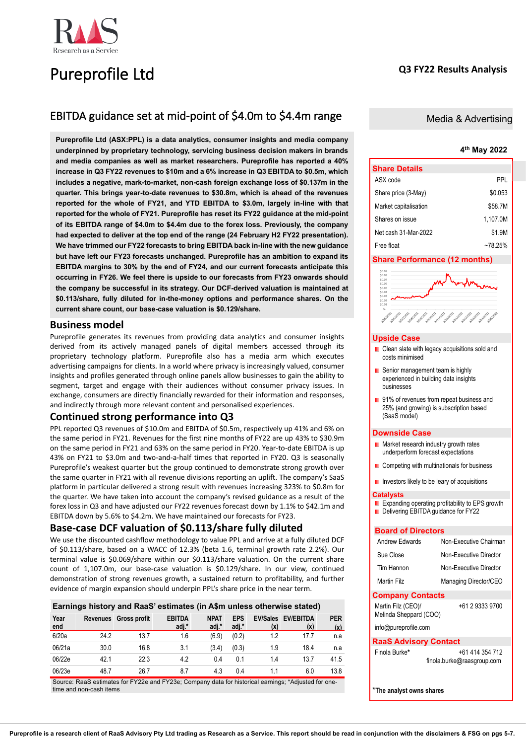# Pureprofile Ltd

**Q3 FY22 Results Analysis**

## EBITDA guidance set at mid-point of $4.0m to $4.4m range

**Media & Advertising**

**4th May 2022**

**Pureprofile Ltd (ASX:PPL) is a data analytics, consumer insights and media company underpinned by proprietary technology, servicing business decision makers in brands and media companies as well as market researchers. Pureprofile has reported a 40% increase in Q3 FY22 revenues to $10m and a 6% increase in Q3 EBITDA to $0.5m, which includes a negative, mark-to-market, non-cash foreign exchange loss of $0.137m in the quarter. This brings year-to-date revenues to $30.8m, which is ahead of the revenues reported for the whole of FY21, and YTD EBITDA to $3.0m, largely in-line with that reported for the whole of FY21. Pureprofile has reset its FY22 guidance at the mid-point of its EBITDA range of $4.0m to $4.4m due to the forex loss. Previously, the company had expected to deliver at the top end of the range (24 February H2 FY22 presentation). We have trimmed our FY22 forecasts to bring EBITDA back in-line with the new guidance but have left our FY23 forecasts unchanged. Pureprofile has an ambition to expand its EBITDA margins to 30% by the end of FY24, and our current forecasts anticipate this occurring in FY26. We feel there is upside to our forecasts from FY23 onwards should the company be successful in its strategy. Our DCF-derived valuation is maintained at $0.113/share, fully diluted for in-the-money options and performance shares. On the current share count, our base-case valuation is $0.129/share.**

## Business model

Pureprofile generates its revenues from providing data analytics and consumer insights derived from its actively managed panels of digital members accessed through its proprietary technology platform. Pureprofile also has a media arm which executes advertising campaigns for clients. In a world where privacy is increasingly valued, consumer insights and profiles generated through online panels allow businesses to gain the ability to segment, target and engage with their audiences without consumer privacy issues. In exchange, consumers are directly financially rewarded for their information and responses, and indirectly through more relevant content and personalised experiences.

## Continued strong performance into Q3

PPL reported Q3 revenues of $10.0m and EBITDA of $0.5m, respectively up 41% and 6% on the same period in FY21. Revenues for the first nine months of FY22 are up 43% to $30.9m on the same period in FY21 and 63% on the same period in FY20. Year-to-date EBITDA is up 43% on FY21 to $3.0m and two-and-a-half times that reported in FY20. Q3 is seasonally Pureprofile's weakest quarter but the group continued to demonstrate strong growth over the same quarter in FY21 with all revenue divisions reporting an uplift. The company's SaaS platform in particular delivered a strong result with revenues increasing 323% to $0.8m for the quarter. We have taken into account the company's revised guidance as a result of the forex loss in Q3 and have adjusted our FY22 revenues forecast down by 1.1% to $42.1m and EBITDA down by 5.6% to $4.2m. We have maintained our forecasts for FY23.

## Base-case DCF valuation of $0.113/share fully diluted

We use the discounted cashflow methodology to value PPL and arrive at a fully diluted DCF of $0.113/share, based on a WACC of 12.3% (beta 1.6, terminal growth rate 2.2%). Our terminal value is $0.069/share within our $0.113/share valuation. On the current share count of 1,107.0m, our base-case valuation is $0.129/share. In our view, continued demonstration of strong revenues growth, a sustained return to profitability, and further evidence of margin expansion should underpin PPL's share price in the near term.

### Earnings history and RaaS' estimates (in A$m unless otherwise stated)

| Year end | Revenues | Gross profit | EBITDA adj.* | NPAT adj.* | EPS adj.* | EV/Sales (x) | EV/EBITDA (x) | PER (x) |
|---|---|---|---|---|---|---|---|---|
| 6/20a | 24.2 | 13.7 | 1.6 | (6.9) | (0.2) | 1.2 | 17.7 | n.a |
| 06/21a | 30.0 | 16.8 | 3.1 | (3.4) | (0.3) | 1.9 | 18.4 | n.a |
| 06/22e | 42.1 | 22.3 | 4.2 | 0.4 | 0.1 | 1.4 | 13.7 | 41.5 |
| 06/23e | 48.7 | 26.7 | 8.7 | 4.3 | 0.4 | 1.1 | 6.0 | 13.8 |

Source: RaaS estimates for FY22e and FY23e; Company data for historical earnings; *Adjusted for one-time and non-cash items

### Share Details

| | |
|---|---|
| ASX code | PPL |
| Share price (3-May) | $0.053 |
| Market capitalisation | $58.7M |
| Shares on issue | 1,107.0M |
| Net cash 31-Mar-2022 | $1.9M |
| Free float | ~78.25% |

### Share Performance (12 months)

### Upside Case

- Clean slate with legacy acquisitions sold and costs minimised
- Senior management team is highly experienced in building data insights businesses
- 91% of revenues from repeat business and 25% (and growing) is subscription based (SaaS model)

### Downside Case

- Market research industry growth rates underperform forecast expectations
- Competing with multinationals for business
- Investors likely to be leary of acquisitions

### Catalysts

- Expanding operating profitability to EPS growth
- Delivering EBITDA guidance for FY22

### Board of Directors

| | |
|---|---|
| Andrew Edwards | Non-Executive Chairman |
| Sue Close | Non-Executive Director |
| Tim Hannon | Non-Executive Director |
| Martin Filz | Managing Director/CEO |

### Company Contacts

Martin Filz (CEO)/ Melinda Sheppard (COO) +61 2 9333 9700

info@pureprofile.com

### RaaS Advisory Contact

Finola Burke* +61 414 354 712
finola.burke@raasgroup.com

*The analyst owns shares

**Pureprofile is a research client of RaaS Advisory Pty Ltd trading as Research as a Service. This report should be read in conjunction with the disclaimers & FSG on pgs 5-7.**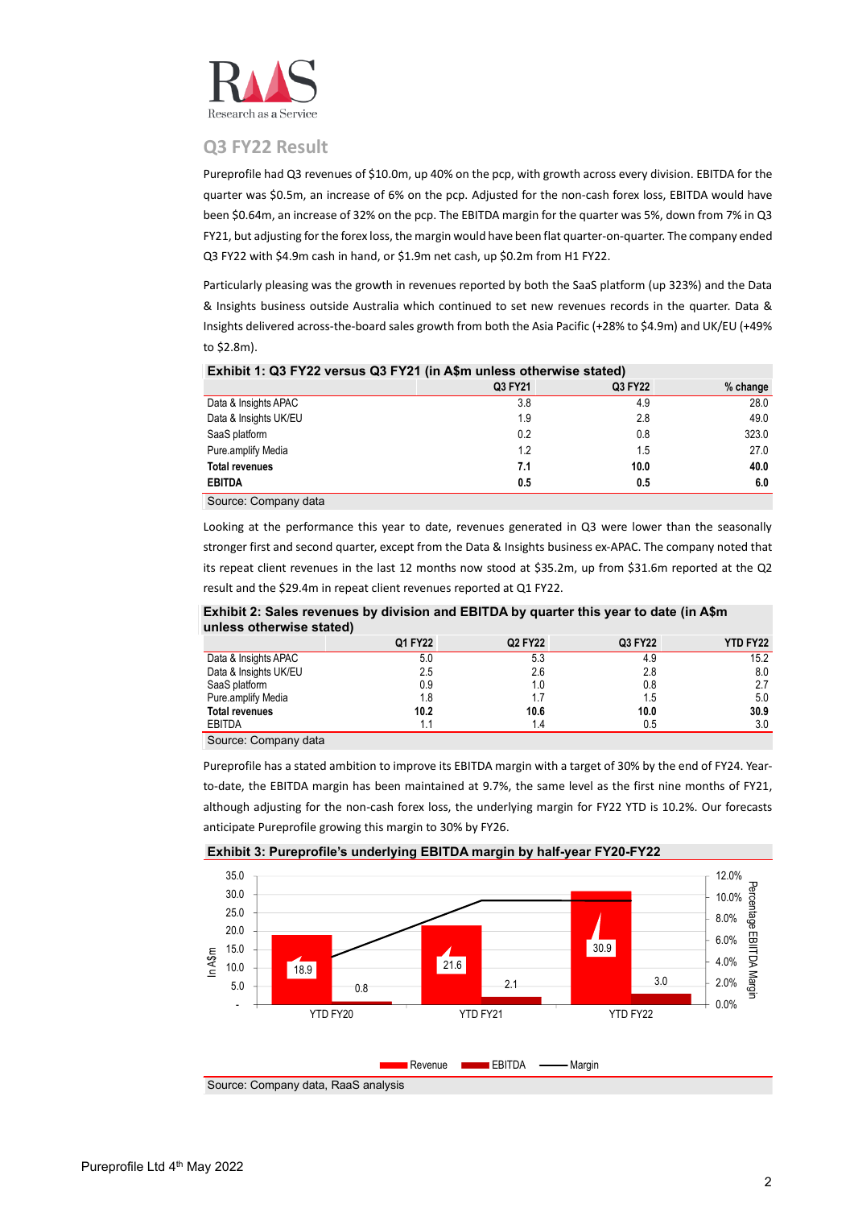## Q3 FY22 Result

Pureprofile had Q3 revenues of $10.0m, up 40% on the pcp, with growth across every division. EBITDA for the quarter was $0.5m, an increase of 6% on the pcp. Adjusted for the non-cash forex loss, EBITDA would have been $0.64m, an increase of 32% on the pcp. The EBITDA margin for the quarter was 5%, down from 7% in Q3 FY21, but adjusting for the forex loss, the margin would have been flat quarter-on-quarter. The company ended Q3 FY22 with $4.9m cash in hand, or $1.9m net cash, up $0.2m from H1 FY22.

Particularly pleasing was the growth in revenues reported by both the SaaS platform (up 323%) and the Data & Insights business outside Australia which continued to set new revenues records in the quarter. Data & Insights delivered across-the-board sales growth from both the Asia Pacific (+28% to $4.9m) and UK/EU (+49% to $2.8m).

**Exhibit 1: Q3 FY22 versus Q3 FY21 (in A$m unless otherwise stated)**

| | Q3 FY21 | Q3 FY22 | % change |
|---|---|---|---|
| Data & Insights APAC | 3.8 | 4.9 | 28.0 |
| Data & Insights UK/EU | 1.9 | 2.8 | 49.0 |
| SaaS platform | 0.2 | 0.8 | 323.0 |
| Pure.amplify Media | 1.2 | 1.5 | 27.0 |
| **Total revenues** | **7.1** | **10.0** | **40.0** |
| **EBITDA** | **0.5** | **0.5** | **6.0** |

Source: Company data

Looking at the performance this year to date, revenues generated in Q3 were lower than the seasonally stronger first and second quarter, except from the Data & Insights business ex-APAC. The company noted that its repeat client revenues in the last 12 months now stood at $35.2m, up from $31.6m reported at the Q2 result and the $29.4m in repeat client revenues reported at Q1 FY22.

**Exhibit 2: Sales revenues by division and EBITDA by quarter this year to date (in A$m unless otherwise stated)**

| | Q1 FY22 | Q2 FY22 | Q3 FY22 | YTD FY22 |
|---|---|---|---|---|
| Data & Insights APAC | 5.0 | 5.3 | 4.9 | 15.2 |
| Data & Insights UK/EU | 2.5 | 2.6 | 2.8 | 8.0 |
| SaaS platform | 0.9 | 1.0 | 0.8 | 2.7 |
| Pure.amplify Media | 1.8 | 1.7 | 1.5 | 5.0 |
| **Total revenues** | **10.2** | **10.6** | **10.0** | **30.9** |
| EBITDA | 1.1 | 1.4 | 0.5 | 3.0 |

Source: Company data

Pureprofile has a stated ambition to improve its EBITDA margin with a target of 30% by the end of FY24. Year-to-date, the EBITDA margin has been maintained at 9.7%, the same level as the first nine months of FY21, although adjusting for the non-cash forex loss, the underlying margin for FY22 YTD is 10.2%. Our forecasts anticipate Pureprofile growing this margin to 30% by FY26.

**Exhibit 3: Pureprofile's underlying EBITDA margin by half-year FY20-FY22**

| | Revenue (A$m) | EBITDA (A$m) |
|---|---|---|
| YTD FY20 | 18.9 | 0.8 |
| YTD FY21 | 21.6 | 2.1 |
| YTD FY22 | 30.9 | 3.0 |

Source: Company data, RaaS analysis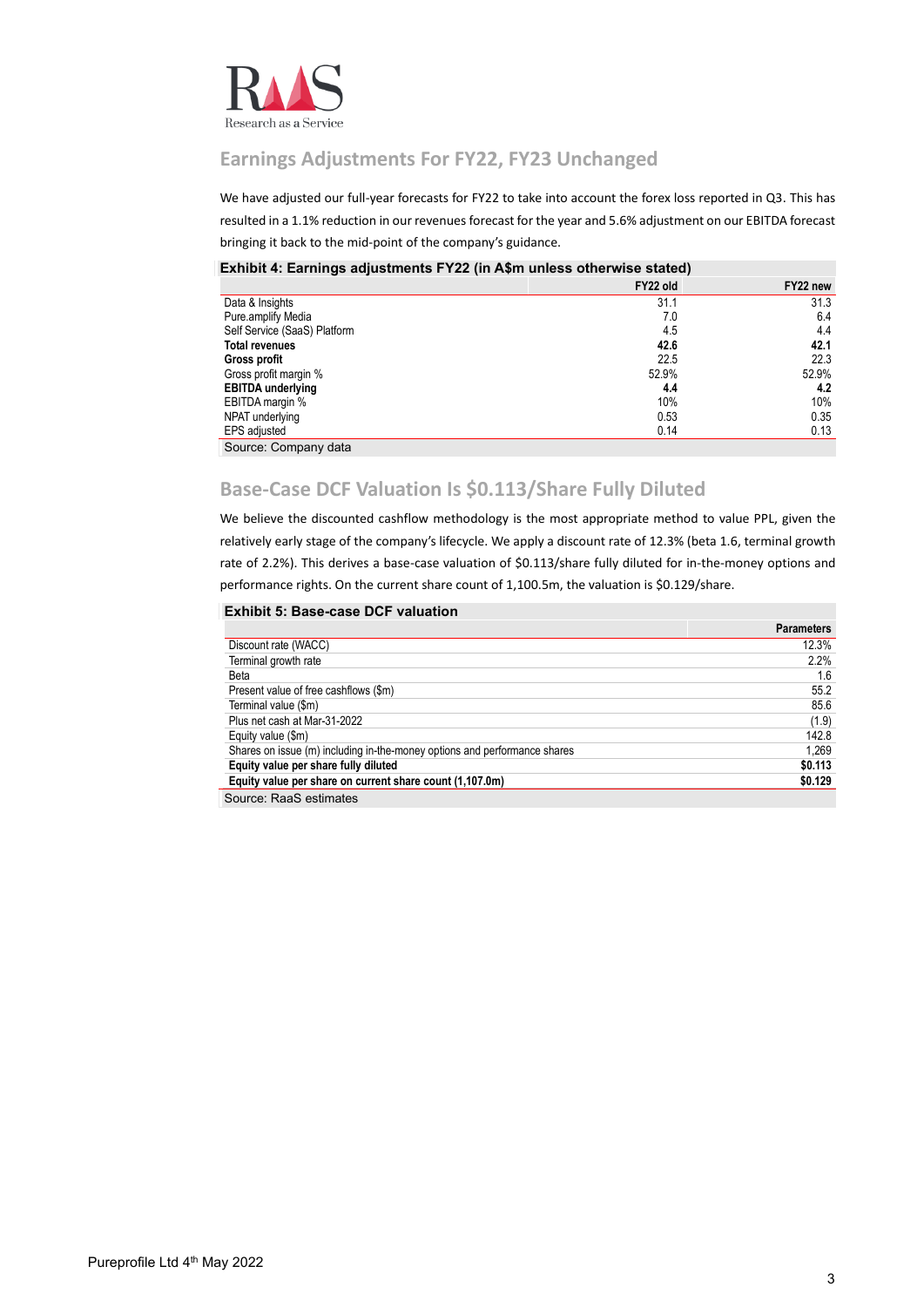## Earnings Adjustments For FY22, FY23 Unchanged

We have adjusted our full-year forecasts for FY22 to take into account the forex loss reported in Q3. This has resulted in a 1.1% reduction in our revenues forecast for the year and 5.6% adjustment on our EBITDA forecast bringing it back to the mid-point of the company's guidance.

**Exhibit 4: Earnings adjustments FY22 (in A$m unless otherwise stated)**

| | FY22 old | FY22 new |
|---|---|---|
| Data & Insights | 31.1 | 31.3 |
| Pure.amplify Media | 7.0 | 6.4 |
| Self Service (SaaS) Platform | 4.5 | 4.4 |
| **Total revenues** | **42.6** | **42.1** |
| **Gross profit** | 22.5 | 22.3 |
| Gross profit margin % | 52.9% | 52.9% |
| **EBITDA underlying** | **4.4** | **4.2** |
| EBITDA margin % | 10% | 10% |
| NPAT underlying | 0.53 | 0.35 |
| EPS adjusted | 0.14 | 0.13 |

Source: Company data

## Base-Case DCF Valuation Is $0.113/Share Fully Diluted

We believe the discounted cashflow methodology is the most appropriate method to value PPL, given the relatively early stage of the company's lifecycle. We apply a discount rate of 12.3% (beta 1.6, terminal growth rate of 2.2%). This derives a base-case valuation of $0.113/share fully diluted for in-the-money options and performance rights. On the current share count of 1,100.5m, the valuation is $0.129/share.

**Exhibit 5: Base-case DCF valuation**

| | Parameters |
|---|---|
| Discount rate (WACC) | 12.3% |
| Terminal growth rate | 2.2% |
| Beta | 1.6 |
| Present value of free cashflows ($m) | 55.2 |
| Terminal value ($m) | 85.6 |
| Plus net cash at Mar-31-2022 | (1.9) |
| Equity value ($m) | 142.8 |
| Shares on issue (m) including in-the-money options and performance shares | 1,269 |
| **Equity value per share fully diluted** | **$0.113** |
| **Equity value per share on current share count (1,107.0m)** | **$0.129** |

Source: RaaS estimates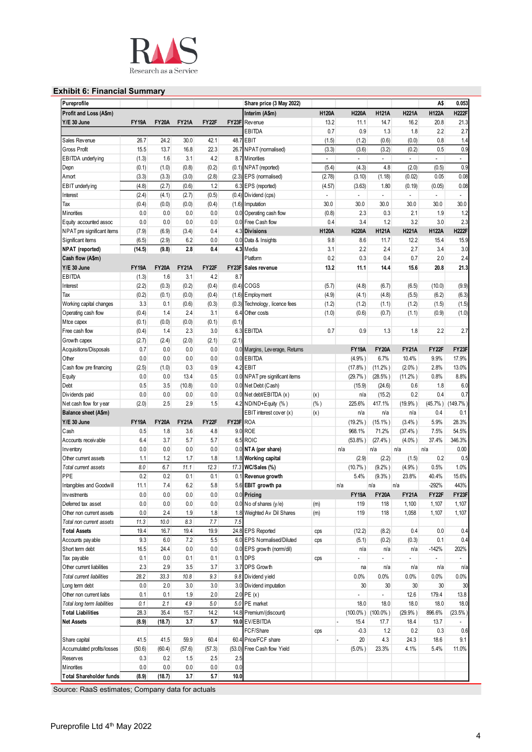## Exhibit 6: Financial Summary

| Pureprofile | | | | | | Share price (3 May 2022) | | | | | | A$ | 0.053 |
|---|---|---|---|---|---|---|---|---|---|---|---|---|---|
| **Profit and Loss (A$m)** | | | | | | **Interim (A$m)** | | **H120A** | **H220A** | **H121A** | **H221A** | **H122A** | **H222F** |
| **Y/E 30 June** | **FY19A** | **FY20A** | **FY21A** | **FY22F** | **FY23F** | Revenue | | 13.2 | 11.1 | 14.7 | 16.2 | 20.8 | 21.3 |
| | | | | | | EBITDA | | 0.7 | 0.9 | 1.3 | 1.8 | 2.2 | 2.7 |
| Sales Revenue | 26.7 | 24.2 | 30.0 | 42.1 | 48.7 | EBIT | | (1.5) | (1.2) | (0.6) | (0.0) | 0.8 | 1.4 |
| Gross Profit | 15.5 | 13.7 | 16.8 | 22.3 | 26.7 | NPAT (normalised) | | (3.3) | (3.6) | (3.2) | (0.2) | 0.5 | 0.9 |
| EBITDA underlying | (1.3) | 1.6 | 3.1 | 4.2 | 8.7 | Minorities | | - | - | - | - | - | - |
| Depn | (0.1) | (1.0) | (0.8) | (0.2) | (0.1) | NPAT (reported) | | (5.4) | (4.3) | 4.8 | (2.0) | (0.5) | 0.9 |
| Amort | (3.3) | (3.3) | (3.0) | (2.8) | (2.3) | EPS (normalised) | | (2.78) | (3.10) | (1.18) | (0.02) | 0.05 | 0.08 |
| EBIT underlying | (4.8) | (2.7) | (0.6) | 1.2 | 6.3 | EPS (reported) | | (4.57) | (3.63) | 1.80 | (0.19) | (0.05) | 0.08 |
| Interest | (2.4) | (4.1) | (2.7) | (0.5) | (0.4) | Dividend (cps) | | - | - | - | - | - | - |
| Tax | (0.4) | (0.0) | (0.0) | (0.4) | (1.6) | Imputation | | 30.0 | 30.0 | 30.0 | 30.0 | 30.0 | 30.0 |
| Minorities | 0.0 | 0.0 | 0.0 | 0.0 | 0.0 | Operating cash flow | | (0.8) | 2.3 | 0.3 | 2.1 | 1.9 | 1.2 |
| Equity accounted assoc | 0.0 | 0.0 | 0.0 | 0.0 | 0.0 | Free Cash flow | | 0.4 | 3.4 | 1.2 | 3.2 | 3.0 | 2.3 |
| NPAT pre significant items | (7.9) | (6.9) | (3.4) | 0.4 | 4.3 | **Divisions** | | **H120A** | **H220A** | **H121A** | **H221A** | **H122A** | **H222F** |
| Significant items | (6.5) | (2.9) | 6.2 | 0.0 | 0.0 | Data & Insights | | 9.8 | 8.6 | 11.7 | 12.2 | 15.4 | 15.9 |
| **NPAT (reported)** | **(14.5)** | **(9.8)** | **2.8** | **0.4** | **4.3** | Media | | 3.1 | 2.2 | 2.4 | 2.7 | 3.4 | 3.0 |
| **Cash flow (A$m)** | | | | | | Platform | | 0.2 | 0.3 | 0.4 | 0.7 | 2.0 | 2.4 |
| **Y/E 30 June** | **FY19A** | **FY20A** | **FY21A** | **FY22F** | **FY23F** | **Sales revenue** | | **13.2** | **11.1** | **14.4** | **15.6** | **20.8** | **21.3** |
| EBITDA | (1.3) | 1.6 | 3.1 | 4.2 | 8.7 | | | | | | | | |
| Interest | (2.2) | (0.3) | (0.2) | (0.4) | (0.4) | COGS | | (5.7) | (4.8) | (6.7) | (6.5) | (10.0) | (9.9) |
| Tax | (0.2) | (0.1) | (0.0) | (0.4) | (1.6) | Employment | | (4.9) | (4.1) | (4.8) | (5.5) | (6.2) | (6.3) |
| Working capital changes | 3.3 | 0.1 | (0.6) | (0.3) | (0.3) | Technology, licence fees | | (1.2) | (1.2) | (1.1) | (1.2) | (1.5) | (1.5) |
| Operating cash flow | (0.4) | 1.4 | 2.4 | 3.1 | 6.4 | Other costs | | (1.0) | (0.6) | (0.7) | (1.1) | (0.9) | (1.0) |
| Mtce capex | (0.1) | (0.0) | (0.0) | (0.1) | (0.1) | | | | | | | | |
| Free cash flow | (0.4) | 1.4 | 2.3 | 3.0 | 6.3 | EBITDA | | 0.7 | 0.9 | 1.3 | 1.8 | 2.2 | 2.7 |
| Growth capex | (2.7) | (2.4) | (2.0) | (2.1) | (2.1) | | | | | | | | |
| Acquisitions/Disposals | 0.7 | 0.0 | 0.0 | 0.0 | 0.0 | Margins, Leverage, Returns | | | FY19A | FY20A | FY21A | FY22F | FY23F |
| Other | 0.0 | 0.0 | 0.0 | 0.0 | 0.0 | EBITDA | | | (4.9%) | 6.7% | 10.4% | 9.9% | 17.9% |
| Cash flow pre financing | (2.5) | (1.0) | 0.3 | 0.9 | 4.2 | EBIT | | | (17.8%) | (11.2%) | (2.0%) | 2.8% | 13.0% |
| Equity | 0.0 | 0.0 | 13.4 | 0.5 | 0.0 | NPAT pre significant items | | | (29.7%) | (28.5%) | (11.2%) | 0.8% | 8.8% |
| Debt | 0.5 | 3.5 | (10.8) | 0.0 | 0.0 | Net Debt (Cash) | | | (15.9) | (24.6) | 0.6 | 1.8 | 6.0 |
| Dividends paid | 0.0 | 0.0 | 0.0 | 0.0 | 0.0 | Net debt/EBITDA (x) | (x) | | n/a | (15.2) | 0.2 | 0.4 | 0.7 |
| Net cash flow for year | (2.0) | 2.5 | 2.9 | 1.5 | 4.2 | ND/ND+Equity (%) | (%) | | 225.6% | 417.1% | (19.9%) | (45.7%) | (149.7%) |
| **Balance sheet (A$m)** | | | | | | EBIT interest cover (x) | (x) | | n/a | n/a | n/a | 0.4 | 0.1 |
| **Y/E 30 June** | **FY19A** | **FY20A** | **FY21A** | **FY22F** | **FY23F** | ROA | | | (19.2%) | (15.1%) | (3.4%) | 5.9% | 28.3% |
| Cash | 0.5 | 1.8 | 3.6 | 4.8 | 9.0 | ROE | | | 968.1% | 71.2% | (37.4%) | 7.5% | 54.5% |
| Accounts receivable | 6.4 | 3.7 | 5.7 | 5.7 | 6.5 | ROIC | | | (53.8%) | (27.4%) | (4.0%) | 37.4% | 346.3% |
| Inventory | 0.0 | 0.0 | 0.0 | 0.0 | 0.0 | **NTA (per share)** | | n/a | n/a | n/a | n/a | | 0.00 |
| Other current assets | 1.1 | 1.2 | 1.7 | 1.8 | 1.8 | **Working capital** | | | (2.9) | (2.2) | (1.5) | 0.2 | 0.5 |
| *Total current assets* | *8.0* | *6.7* | *11.1* | *12.3* | *17.3* | **WC/Sales (%)** | | | (10.7%) | (9.2%) | (4.9%) | 0.5% | 1.0% |
| PPE | 0.2 | 0.2 | 0.1 | 0.1 | 0.1 | **Revenue growth** | | | 5.4% | (9.3%) | 23.8% | 40.4% | 15.6% |
| Intangibles and Goodwill | 11.1 | 7.4 | 6.2 | 5.8 | 5.6 | **EBIT growth pa** | | n/a | n/a | n/a | | -292% | 443% |
| Investments | 0.0 | 0.0 | 0.0 | 0.0 | 0.0 | **Pricing** | | | **FY19A** | **FY20A** | **FY21A** | **FY22F** | **FY23F** |
| Deferred tax asset | 0.0 | 0.0 | 0.0 | 0.0 | 0.0 | No of shares (y/e) | (m) | | 119 | 118 | 1,100 | 1,107 | 1,107 |
| Other non current assets | 0.0 | 2.4 | 1.9 | 1.8 | 1.8 | Weighted Av Dil Shares | (m) | | 119 | 118 | 1,058 | 1,107 | 1,107 |
| *Total non current assets* | *11.3* | *10.0* | *8.3* | *7.7* | *7.5* | | | | | | | | |
| **Total Assets** | **19.4** | **16.7** | **19.4** | **19.9** | **24.8** | EPS Reported | cps | | (12.2) | (8.2) | 0.4 | 0.0 | 0.4 |
| Accounts payable | 9.3 | 6.0 | 7.2 | 5.5 | 6.0 | EPS Normalised/Diluted | cps | | (5.1) | (0.2) | (0.3) | 0.1 | 0.4 |
| Short term debt | 16.5 | 24.4 | 0.0 | 0.0 | 0.0 | EPS growth (norm/dil) | | | n/a | n/a | n/a | -142% | 202% |
| Tax payable | 0.1 | 0.0 | 0.1 | 0.1 | 0.1 | DPS | cps | | - | - | - | - | - |
| Other current liabilities | 2.3 | 2.9 | 3.5 | 3.7 | 3.7 | DPS Growth | | | na | n/a | n/a | n/a | n/a |
| *Total current liabilities* | *28.2* | *33.3* | *10.8* | *9.3* | *9.8* | Dividend yield | | | 0.0% | 0.0% | 0.0% | 0.0% | 0.0% |
| Long term debt | 0.0 | 2.0 | 3.0 | 3.0 | 3.0 | Dividend imputation | | | 30 | 30 | 30 | 30 | 30 |
| Other non current liabs | 0.1 | 0.1 | 1.9 | 2.0 | 2.0 | PE (x) | | | - | - | 12.6 | 179.4 | 13.8 |
| *Total long term liabilities* | *0.1* | *2.1* | *4.9* | *5.0* | *5.0* | PE market | | | 18.0 | 18.0 | 18.0 | 18.0 | 18.0 |
| **Total Liabilities** | **28.3** | **35.4** | **15.7** | **14.2** | **14.8** | Premium/(discount) | | | (100.0%) | (100.0%) | (29.9%) | 896.6% | (23.5%) |
| **Net Assets** | **(8.9)** | **(18.7)** | **3.7** | **5.7** | **10.0** | EV/EBITDA | | - | 15.4 | 17.7 | 18.4 | 13.7 | - |
| | | | | | | FCF/Share | cps | | -0.3 | 1.2 | 0.2 | 0.3 | 0.6 |
| Share capital | 41.5 | 41.5 | 59.9 | 60.4 | 60.4 | Price/FCF share | | - | 20 | 4.3 | 24.3 | 18.6 | 9.1 |
| Accumulated profits/losses | (50.6) | (60.4) | (57.6) | (57.3) | (53.0) | Free Cash flow Yield | | | (5.0%) | 23.3% | 4.1% | 5.4% | 11.0% |
| Reserves | 0.3 | 0.2 | 1.5 | 2.5 | 2.5 | | | | | | | | |
| Minorities | 0.0 | 0.0 | 0.0 | 0.0 | 0.0 | | | | | | | | |
| **Total Shareholder funds** | **(8.9)** | **(18.7)** | **3.7** | **5.7** | **10.0** | | | | | | | | |

Source: RaaS estimates; Company data for actuals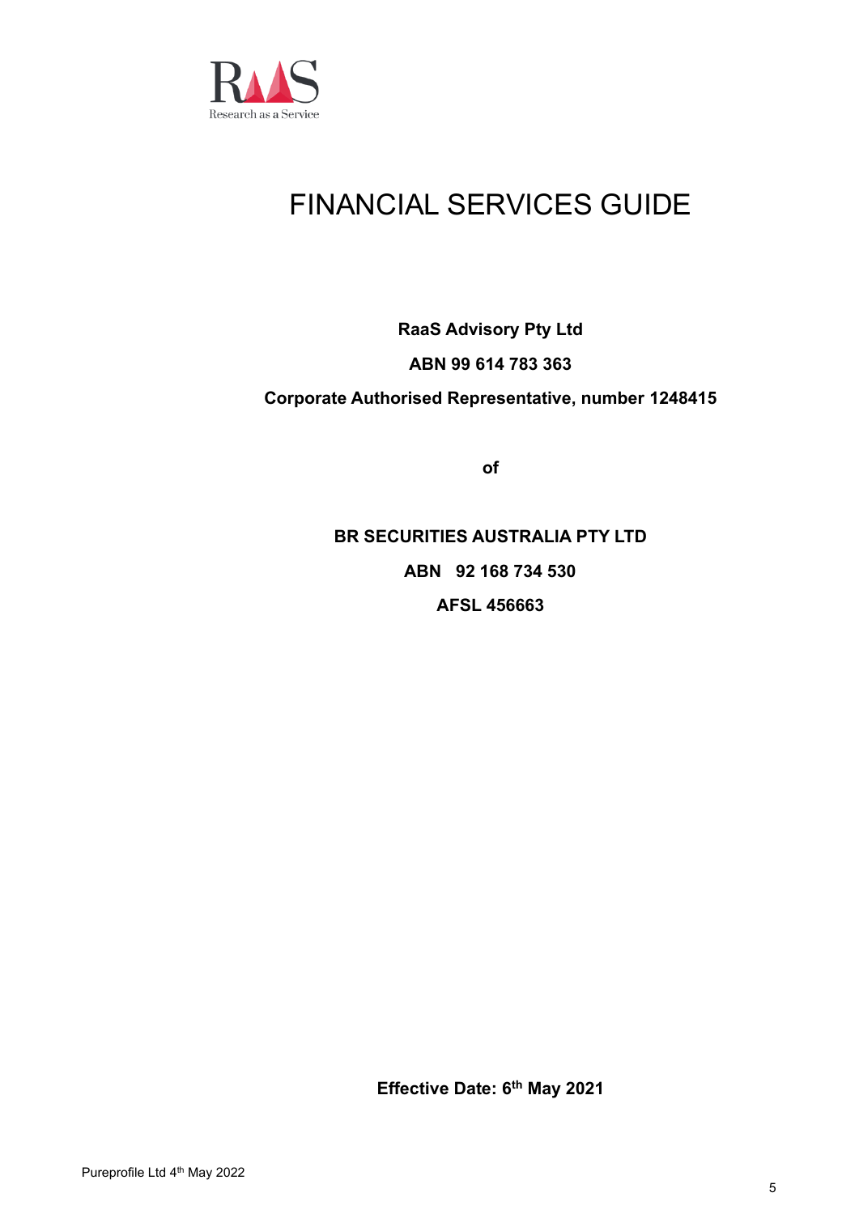# FINANCIAL SERVICES GUIDE

**RaaS Advisory Pty Ltd**

**ABN 99 614 783 363**

**Corporate Authorised Representative, number 1248415**

**of**

**BR SECURITIES AUSTRALIA PTY LTD**

**ABN 92 168 734 530**

**AFSL 456663**

**Effective Date: 6th May 2021**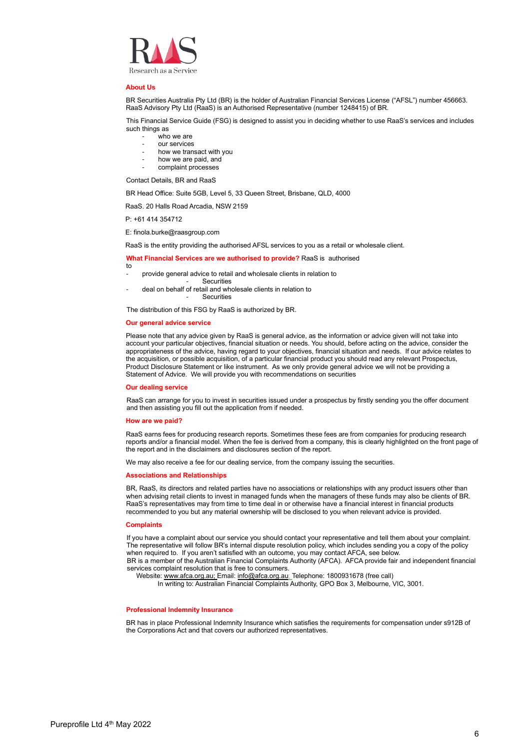RAAS
Research as a Service

## About Us

BR Securities Australia Pty Ltd (BR) is the holder of Australian Financial Services License ("AFSL") number 456663. RaaS Advisory Pty Ltd (RaaS) is an Authorised Representative (number 1248415) of BR.

This Financial Service Guide (FSG) is designed to assist you in deciding whether to use RaaS's services and includes such things as

- who we are
- our services
- how we transact with you
- how we are paid, and
- complaint processes

Contact Details, BR and RaaS

BR Head Office: Suite 5GB, Level 5, 33 Queen Street, Brisbane, QLD, 4000

RaaS. 20 Halls Road Arcadia, NSW 2159

P: +61 414 354712

E: finola.burke@raasgroup.com

RaaS is the entity providing the authorised AFSL services to you as a retail or wholesale client.

**What Financial Services are we authorised to provide?** RaaS is authorised to

- provide general advice to retail and wholesale clients in relation to
  - Securities
- deal on behalf of retail and wholesale clients in relation to
  - Securities

The distribution of this FSG by RaaS is authorized by BR.

## Our general advice service

Please note that any advice given by RaaS is general advice, as the information or advice given will not take into account your particular objectives, financial situation or needs. You should, before acting on the advice, consider the appropriateness of the advice, having regard to your objectives, financial situation and needs. If our advice relates to the acquisition, or possible acquisition, of a particular financial product you should read any relevant Prospectus, Product Disclosure Statement or like instrument. As we only provide general advice we will not be providing a Statement of Advice. We will provide you with recommendations on securities

## Our dealing service

RaaS can arrange for you to invest in securities issued under a prospectus by firstly sending you the offer document and then assisting you fill out the application from if needed.

## How are we paid?

RaaS earns fees for producing research reports. Sometimes these fees are from companies for producing research reports and/or a financial model. When the fee is derived from a company, this is clearly highlighted on the front page of the report and in the disclaimers and disclosures section of the report.

We may also receive a fee for our dealing service, from the company issuing the securities.

## Associations and Relationships

BR, RaaS, its directors and related parties have no associations or relationships with any product issuers other than when advising retail clients to invest in managed funds when the managers of these funds may also be clients of BR. RaaS's representatives may from time to time deal in or otherwise have a financial interest in financial products recommended to you but any material ownership will be disclosed to you when relevant advice is provided.

## Complaints

If you have a complaint about our service you should contact your representative and tell them about your complaint. The representative will follow BR's internal dispute resolution policy, which includes sending you a copy of the policy when required to. If you aren't satisfied with an outcome, you may contact AFCA, see below.
BR is a member of the Australian Financial Complaints Authority (AFCA). AFCA provide fair and independent financial services complaint resolution that is free to consumers.
Website: www.afca.org.au; Email: info@afca.org.au; Telephone: 1800931678 (free call)
In writing to: Australian Financial Complaints Authority, GPO Box 3, Melbourne, VIC, 3001.

## Professional Indemnity Insurance

BR has in place Professional Indemnity Insurance which satisfies the requirements for compensation under s912B of the Corporations Act and that covers our authorized representatives.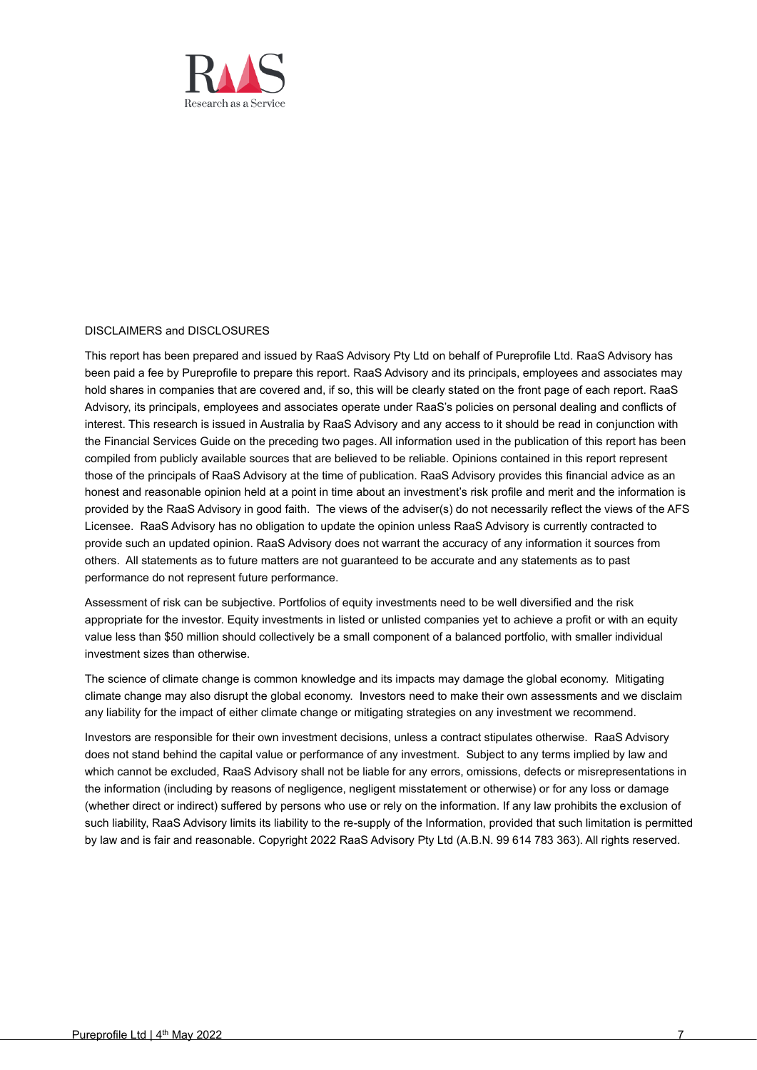DISCLAIMERS and DISCLOSURES

This report has been prepared and issued by RaaS Advisory Pty Ltd on behalf of Pureprofile Ltd. RaaS Advisory has been paid a fee by Pureprofile to prepare this report. RaaS Advisory and its principals, employees and associates may hold shares in companies that are covered and, if so, this will be clearly stated on the front page of each report. RaaS Advisory, its principals, employees and associates operate under RaaS's policies on personal dealing and conflicts of interest. This research is issued in Australia by RaaS Advisory and any access to it should be read in conjunction with the Financial Services Guide on the preceding two pages. All information used in the publication of this report has been compiled from publicly available sources that are believed to be reliable. Opinions contained in this report represent those of the principals of RaaS Advisory at the time of publication. RaaS Advisory provides this financial advice as an honest and reasonable opinion held at a point in time about an investment's risk profile and merit and the information is provided by the RaaS Advisory in good faith. The views of the adviser(s) do not necessarily reflect the views of the AFS Licensee. RaaS Advisory has no obligation to update the opinion unless RaaS Advisory is currently contracted to provide such an updated opinion. RaaS Advisory does not warrant the accuracy of any information it sources from others. All statements as to future matters are not guaranteed to be accurate and any statements as to past performance do not represent future performance.

Assessment of risk can be subjective. Portfolios of equity investments need to be well diversified and the risk appropriate for the investor. Equity investments in listed or unlisted companies yet to achieve a profit or with an equity value less than $50 million should collectively be a small component of a balanced portfolio, with smaller individual investment sizes than otherwise.

The science of climate change is common knowledge and its impacts may damage the global economy. Mitigating climate change may also disrupt the global economy. Investors need to make their own assessments and we disclaim any liability for the impact of either climate change or mitigating strategies on any investment we recommend.

Investors are responsible for their own investment decisions, unless a contract stipulates otherwise. RaaS Advisory does not stand behind the capital value or performance of any investment. Subject to any terms implied by law and which cannot be excluded, RaaS Advisory shall not be liable for any errors, omissions, defects or misrepresentations in the information (including by reasons of negligence, negligent misstatement or otherwise) or for any loss or damage (whether direct or indirect) suffered by persons who use or rely on the information. If any law prohibits the exclusion of such liability, RaaS Advisory limits its liability to the re-supply of the Information, provided that such limitation is permitted by law and is fair and reasonable. Copyright 2022 RaaS Advisory Pty Ltd (A.B.N. 99 614 783 363). All rights reserved.